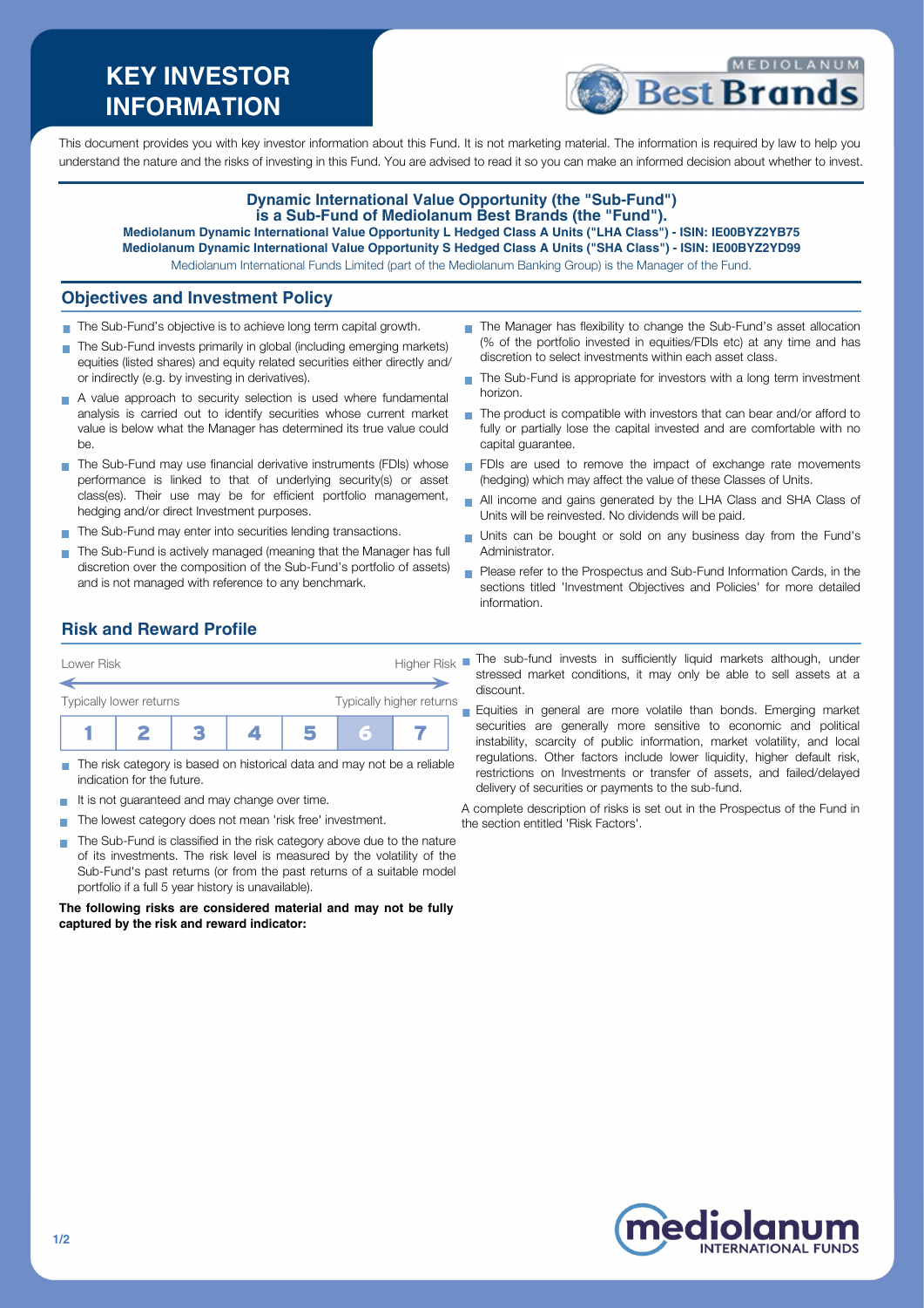# KEY INVESTOR INFORMATION

This document provides you with key investor information about this Fund. It is not marketing material. The information is required by law to help you understand the nature and the risks of investing in this Fund. You are advised to read it so you can make an informed decision about whether to invest.

**Dynamic International Value Opportunity (the "Sub-Fund") is a Sub-Fund of Mediolanum Best Brands (the "Fund").**

**Mediolanum Dynamic International Value Opportunity L Hedged Class A Units ("LHA Class") - ISIN: IE00BYZ2YB75**

**Mediolanum Dynamic International Value Opportunity S Hedged Class A Units ("SHA Class") - ISIN: IE00BYZ2YD99**

Mediolanum International Funds Limited (part of the Mediolanum Banking Group) is the Manager of the Fund.

## Objectives and Investment Policy

- The Sub-Fund's objective is to achieve long term capital growth.
- The Sub-Fund invests primarily in global (including emerging markets) equities (listed shares) and equity related securities either directly and/or indirectly (e.g. by investing in derivatives).
- A value approach to security selection is used where fundamental analysis is carried out to identify securities whose current market value is below what the Manager has determined its true value could be.
- The Sub-Fund may use financial derivative instruments (FDIs) whose performance is linked to that of underlying security(s) or asset class(es). Their use may be for efficient portfolio management, hedging and/or direct Investment purposes.
- The Sub-Fund may enter into securities lending transactions.
- The Sub-Fund is actively managed (meaning that the Manager has full discretion over the composition of the Sub-Fund's portfolio of assets) and is not managed with reference to any benchmark.
- The Manager has flexibility to change the Sub-Fund's asset allocation (% of the portfolio invested in equities/FDIs etc) at any time and has discretion to select investments within each asset class.
- The Sub-Fund is appropriate for investors with a long term investment horizon.
- The product is compatible with investors that can bear and/or afford to fully or partially lose the capital invested and are comfortable with no capital guarantee.
- FDIs are used to remove the impact of exchange rate movements (hedging) which may affect the value of these Classes of Units.
- All income and gains generated by the LHA Class and SHA Class of Units will be reinvested. No dividends will be paid.
- Units can be bought or sold on any business day from the Fund's Administrator.
- Please refer to the Prospectus and Sub-Fund Information Cards, in the sections titled 'Investment Objectives and Policies' for more detailed information.

## Risk and Reward Profile

Lower Risk — Higher Risk

Typically lower returns — Typically higher returns

| 1 | 2 | 3 | 4 | 5 | **6** | 7 |
|---|---|---|---|---|---|---|

- The risk category is based on historical data and may not be a reliable indication for the future.
- It is not guaranteed and may change over time.
- The lowest category does not mean 'risk free' investment.
- The Sub-Fund is classified in the risk category above due to the nature of its investments. The risk level is measured by the volatility of the Sub-Fund's past returns (or from the past returns of a suitable model portfolio if a full 5 year history is unavailable).

**The following risks are considered material and may not be fully captured by the risk and reward indicator:**

- The sub-fund invests in sufficiently liquid markets although, under stressed market conditions, it may only be able to sell assets at a discount.
- Equities in general are more volatile than bonds. Emerging market securities are generally more sensitive to economic and political instability, scarcity of public information, market volatility, and local regulations. Other factors include lower liquidity, higher default risk, restrictions on Investments or transfer of assets, and failed/delayed delivery of securities or payments to the sub-fund.

A complete description of risks is set out in the Prospectus of the Fund in the section entitled 'Risk Factors'.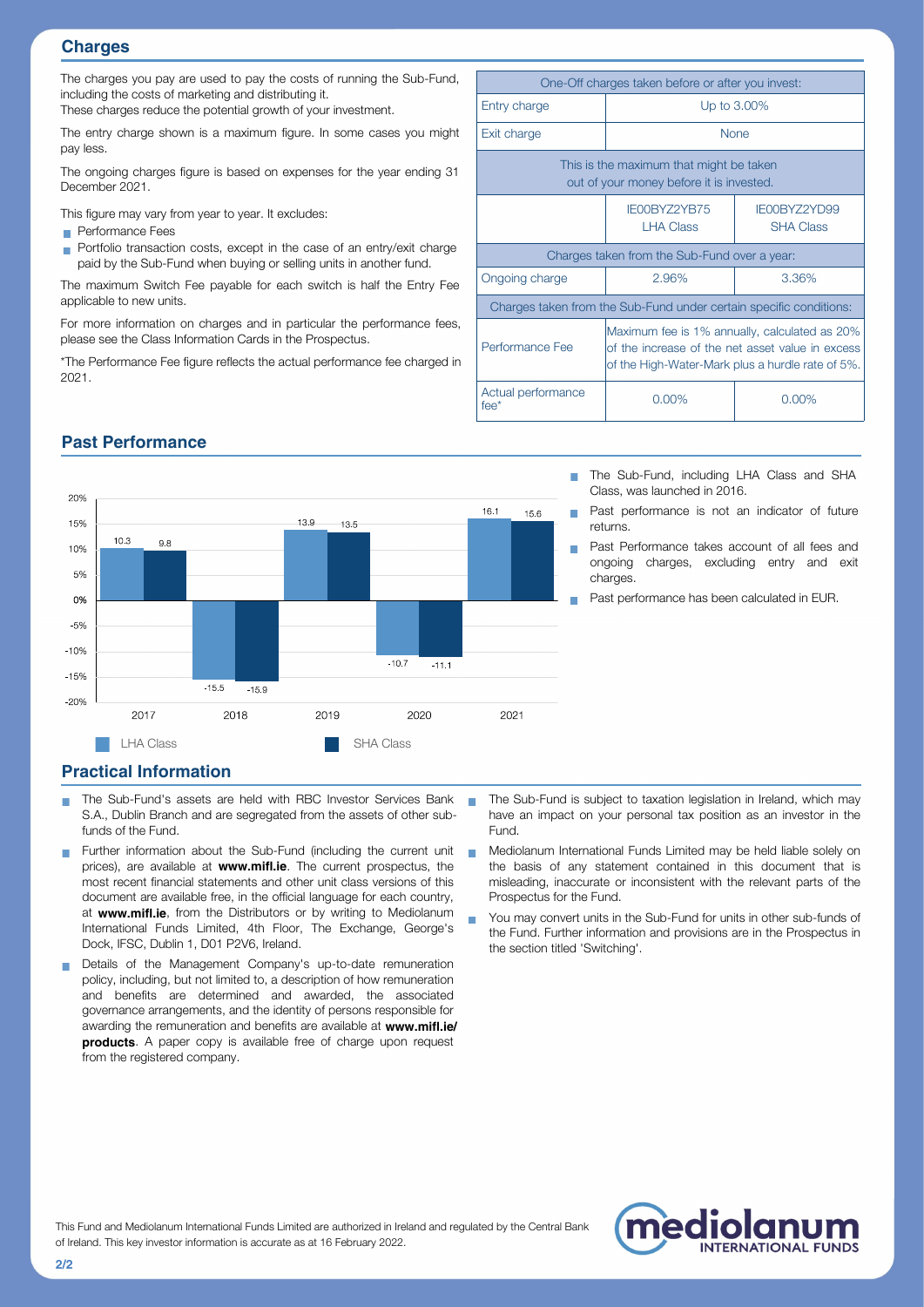## Charges

The charges you pay are used to pay the costs of running the Sub-Fund, including the costs of marketing and distributing it.
These charges reduce the potential growth of your investment.

The entry charge shown is a maximum figure. In some cases you might pay less.

The ongoing charges figure is based on expenses for the year ending 31 December 2021.

This figure may vary from year to year. It excludes:

- Performance Fees
- Portfolio transaction costs, except in the case of an entry/exit charge paid by the Sub-Fund when buying or selling units in another fund.

The maximum Switch Fee payable for each switch is half the Entry Fee applicable to new units.

For more information on charges and in particular the performance fees, please see the Class Information Cards in the Prospectus.

*The Performance Fee figure reflects the actual performance fee charged in 2021.

| One-Off charges taken before or after you invest: | | |
|---|---|---|
| Entry charge | Up to 3.00% | |
| Exit charge | None | |
| This is the maximum that might be taken out of your money before it is invested. | | |
| | IE00BYZ2YB75 LHA Class | IE00BYZ2YD99 SHA Class |
| Charges taken from the Sub-Fund over a year: | | |
| Ongoing charge | 2.96% | 3.36% |
| Charges taken from the Sub-Fund under certain specific conditions: | | |
| Performance Fee | Maximum fee is 1% annually, calculated as 20% of the increase of the net asset value in excess of the High-Water-Mark plus a hurdle rate of 5%. | |
| Actual performance fee* | 0.00% | 0.00% |

## Past Performance

20%
15%
10%
5%
0%
-5%
-10%
-15%
-20%

10.3 9.8
-15.5 -15.9
13.9 13.5
-10.7 -11.1
16.1 15.6

2017 2018 2019 2020 2021

LHA Class
SHA Class

- The Sub-Fund, including LHA Class and SHA Class, was launched in 2016.
- Past performance is not an indicator of future returns.
- Past Performance takes account of all fees and ongoing charges, excluding entry and exit charges.
- Past performance has been calculated in EUR.

## Practical Information

- The Sub-Fund's assets are held with RBC Investor Services Bank S.A., Dublin Branch and are segregated from the assets of other sub-funds of the Fund.
- Further information about the Sub-Fund (including the current unit prices), are available at **www.mifl.ie**. The current prospectus, the most recent financial statements and other unit class versions of this document are available free, in the official language for each country, at **www.mifl.ie**, from the Distributors or by writing to Mediolanum International Funds Limited, 4th Floor, The Exchange, George's Dock, IFSC, Dublin 1, D01 P2V6, Ireland.
- Details of the Management Company's up-to-date remuneration policy, including, but not limited to, a description of how remuneration and benefits are determined and awarded, the associated governance arrangements, and the identity of persons responsible for awarding the remuneration and benefits are available at **www.mifl.ie/products**. A paper copy is available free of charge upon request from the registered company.
- The Sub-Fund is subject to taxation legislation in Ireland, which may have an impact on your personal tax position as an investor in the Fund.
- Mediolanum International Funds Limited may be held liable solely on the basis of any statement contained in this document that is misleading, inaccurate or inconsistent with the relevant parts of the Prospectus for the Fund.
- You may convert units in the Sub-Fund for units in other sub-funds of the Fund. Further information and provisions are in the Prospectus in the section titled 'Switching'.

This Fund and Mediolanum International Funds Limited are authorized in Ireland and regulated by the Central Bank of Ireland. This key investor information is accurate as at 16 February 2022.

mediolanum INTERNATIONAL FUNDS